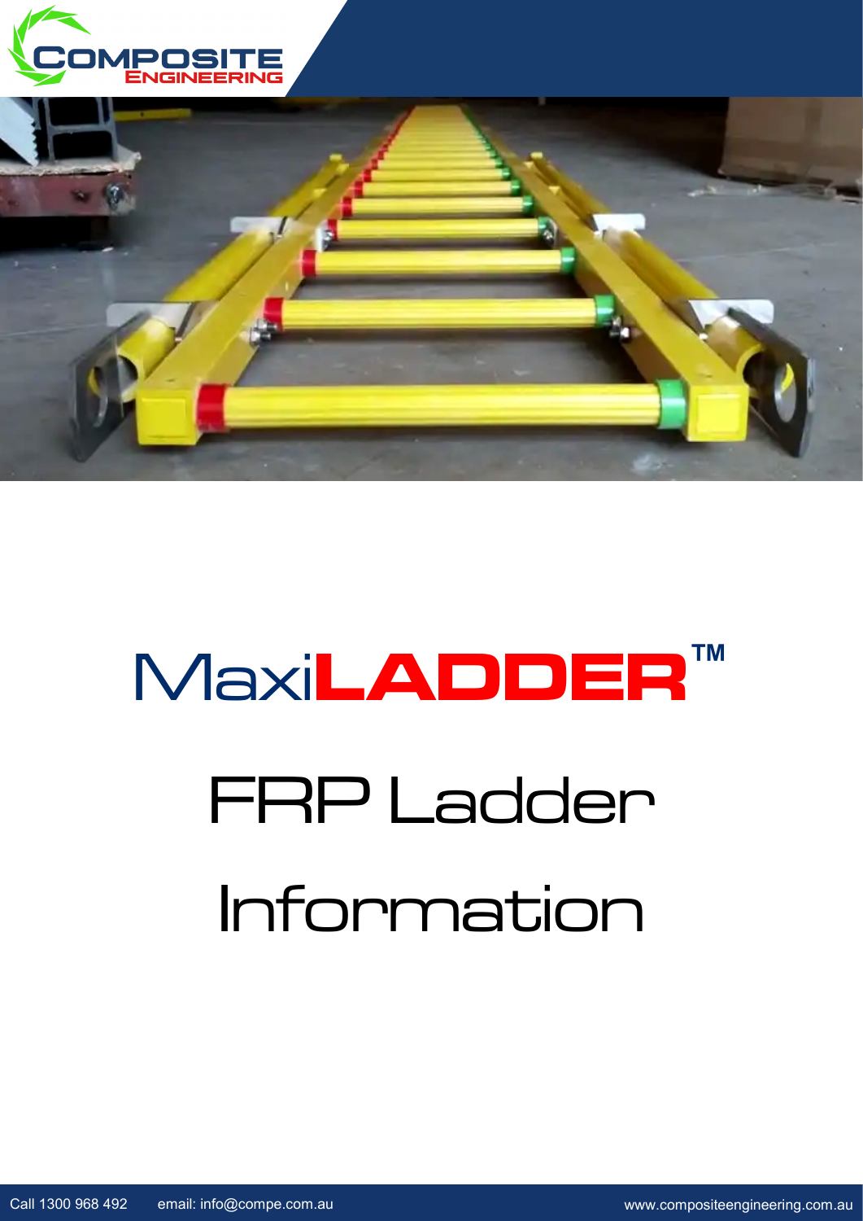# MaxiLADDER™

## FRP Ladder Information

Call 1300 968 492 email: info@compe.com.au www.compositeengineering.com.au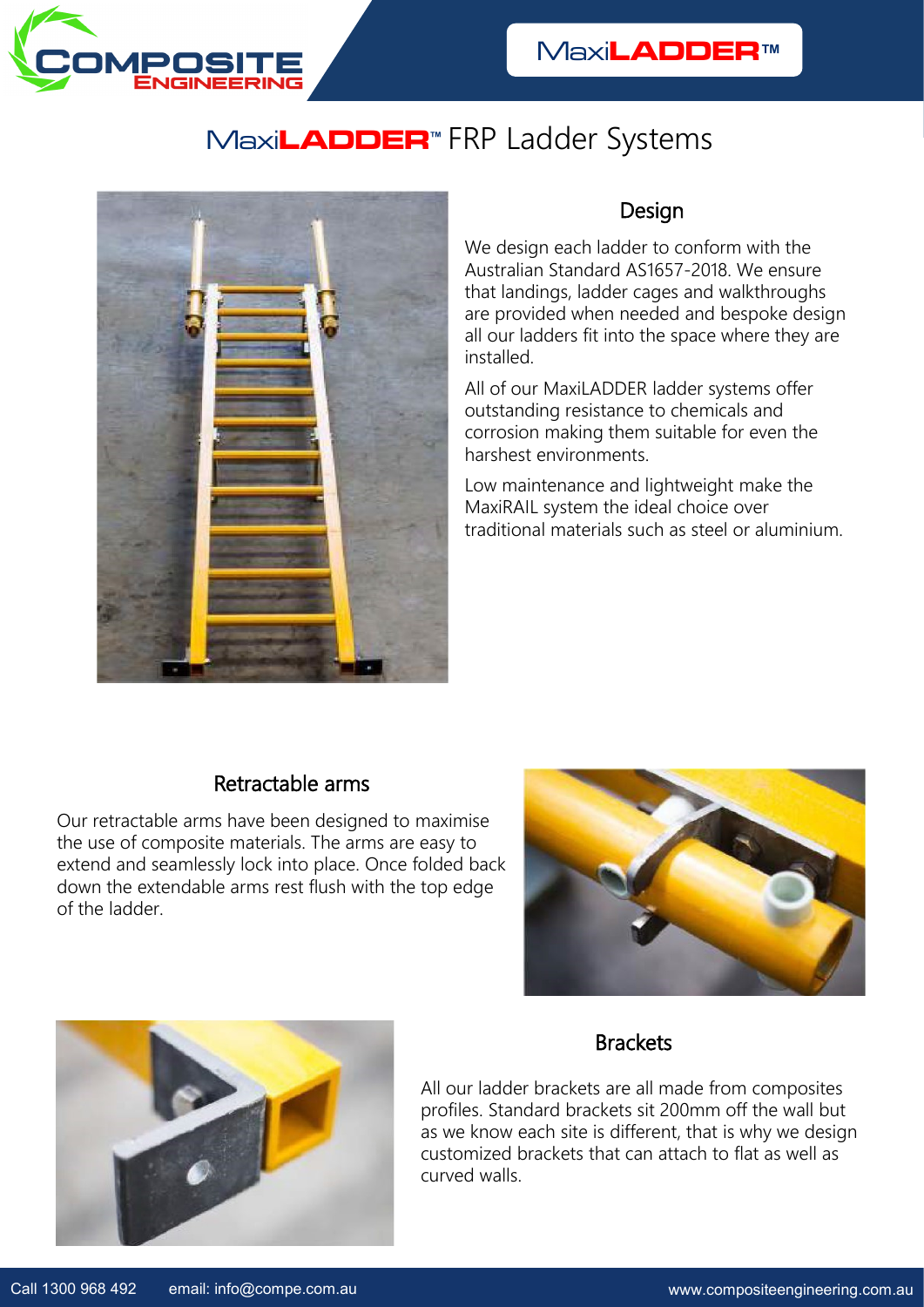# MaxiLADDER™ FRP Ladder Systems

## Design

We design each ladder to conform with the Australian Standard AS1657-2018. We ensure that landings, ladder cages and walkthroughs are provided when needed and bespoke design all our ladders fit into the space where they are installed.

All of our MaxiLADDER ladder systems offer outstanding resistance to chemicals and corrosion making them suitable for even the harshest environments.

Low maintenance and lightweight make the MaxiRAIL system the ideal choice over traditional materials such as steel or aluminium.

## Retractable arms

Our retractable arms have been designed to maximise the use of composite materials. The arms are easy to extend and seamlessly lock into place. Once folded back down the extendable arms rest flush with the top edge of the ladder.

## Brackets

All our ladder brackets are all made from composites profiles. Standard brackets sit 200mm off the wall but as we know each site is different, that is why we design customized brackets that can attach to flat as well as curved walls.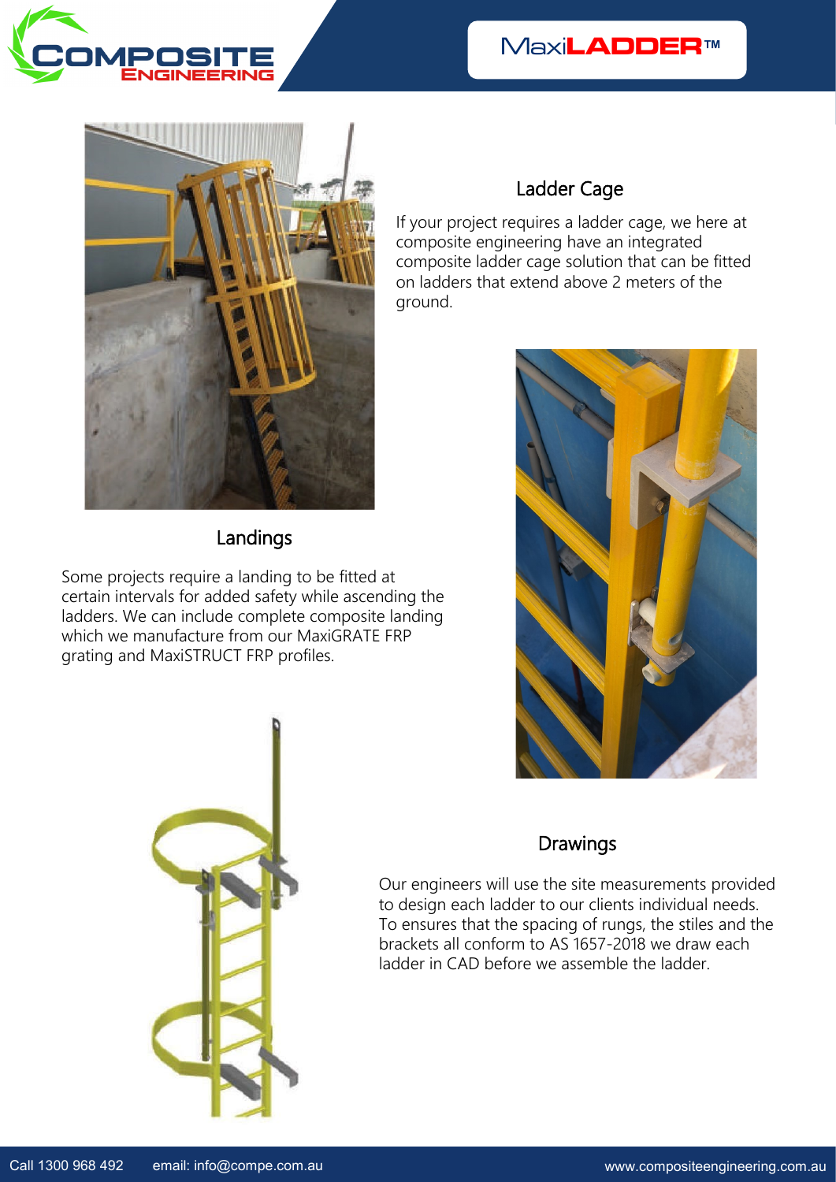## Ladder Cage

If your project requires a ladder cage, we here at composite engineering have an integrated composite ladder cage solution that can be fitted on ladders that extend above 2 meters of the ground.

## Landings

Some projects require a landing to be fitted at certain intervals for added safety while ascending the ladders. We can include complete composite landing which we manufacture from our MaxiGRATE FRP grating and MaxiSTRUCT FRP profiles.

## Drawings

Our engineers will use the site measurements provided to design each ladder to our clients individual needs. To ensures that the spacing of rungs, the stiles and the brackets all conform to AS 1657-2018 we draw each ladder in CAD before we assemble the ladder.